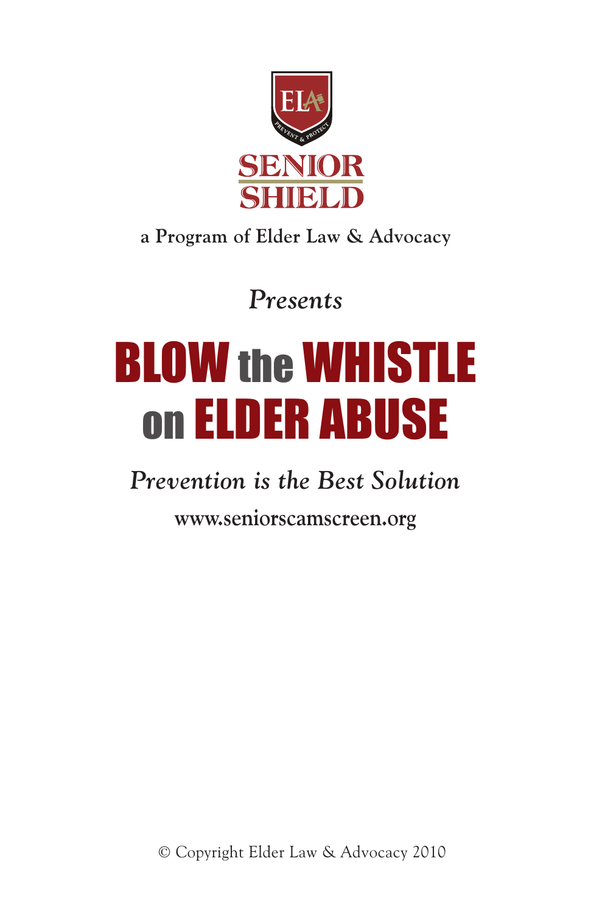ELA

PREVENT & PROTECT

# SENIOR SHIELD

**a Program of Elder Law & Advocacy**

*Presents*

# BLOW the WHISTLE on ELDER ABUSE

*Prevention is the Best Solution*

**www.seniorscamscreen.org**

© Copyright Elder Law & Advocacy 2010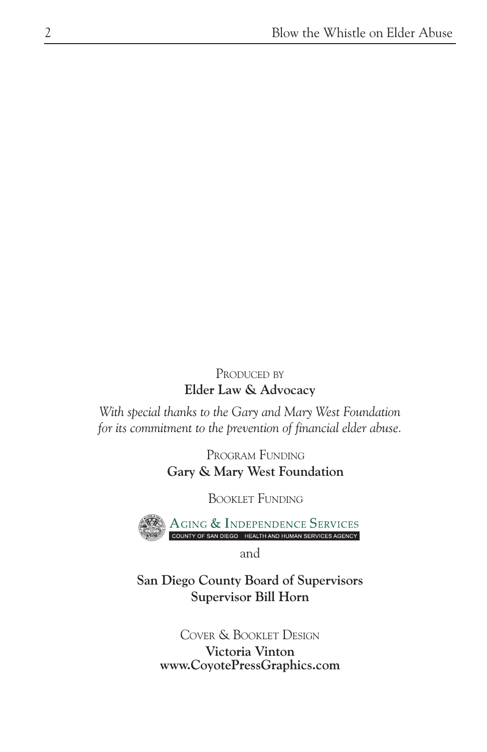Produced by

**Elder Law & Advocacy**

*With special thanks to the Gary and Mary West Foundation for its commitment to the prevention of financial elder abuse.*

Program Funding

**Gary & Mary West Foundation**

Booklet Funding

Aging & Independence Services
COUNTY OF SAN DIEGO HEALTH AND HUMAN SERVICES AGENCY

and

**San Diego County Board of Supervisors**
**Supervisor Bill Horn**

Cover & Booklet Design

**Victoria Vinton**
**www.CoyotePressGraphics.com**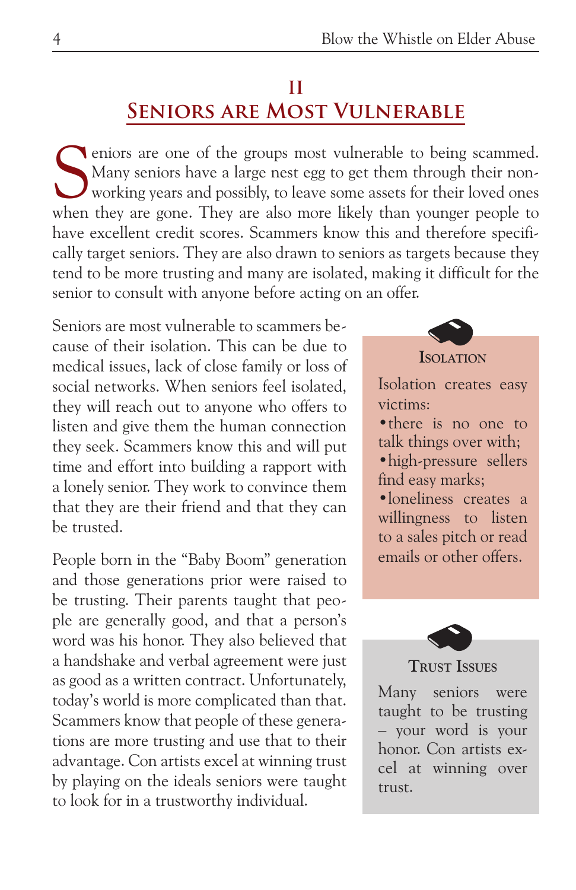## II
## Seniors are Most Vulnerable

Seniors are one of the groups most vulnerable to being scammed. Many seniors have a large nest egg to get them through their non-working years and possibly, to leave some assets for their loved ones when they are gone. They are also more likely than younger people to have excellent credit scores. Scammers know this and therefore specifically target seniors. They are also drawn to seniors as targets because they tend to be more trusting and many are isolated, making it difficult for the senior to consult with anyone before acting on an offer.

Seniors are most vulnerable to scammers because of their isolation. This can be due to medical issues, lack of close family or loss of social networks. When seniors feel isolated, they will reach out to anyone who offers to listen and give them the human connection they seek. Scammers know this and will put time and effort into building a rapport with a lonely senior. They work to convince them that they are their friend and that they can be trusted.

People born in the "Baby Boom" generation and those generations prior were raised to be trusting. Their parents taught that people are generally good, and that a person's word was his honor. They also believed that a handshake and verbal agreement were just as good as a written contract. Unfortunately, today's world is more complicated than that. Scammers know that people of these generations are more trusting and use that to their advantage. Con artists excel at winning trust by playing on the ideals seniors were taught to look for in a trustworthy individual.

> **Isolation**
>
> Isolation creates easy victims:
>
> - there is no one to talk things over with;
> - high-pressure sellers find easy marks;
> - loneliness creates a willingness to listen to a sales pitch or read emails or other offers.

> **Trust Issues**
>
> Many seniors were taught to be trusting – your word is your honor. Con artists excel at winning over trust.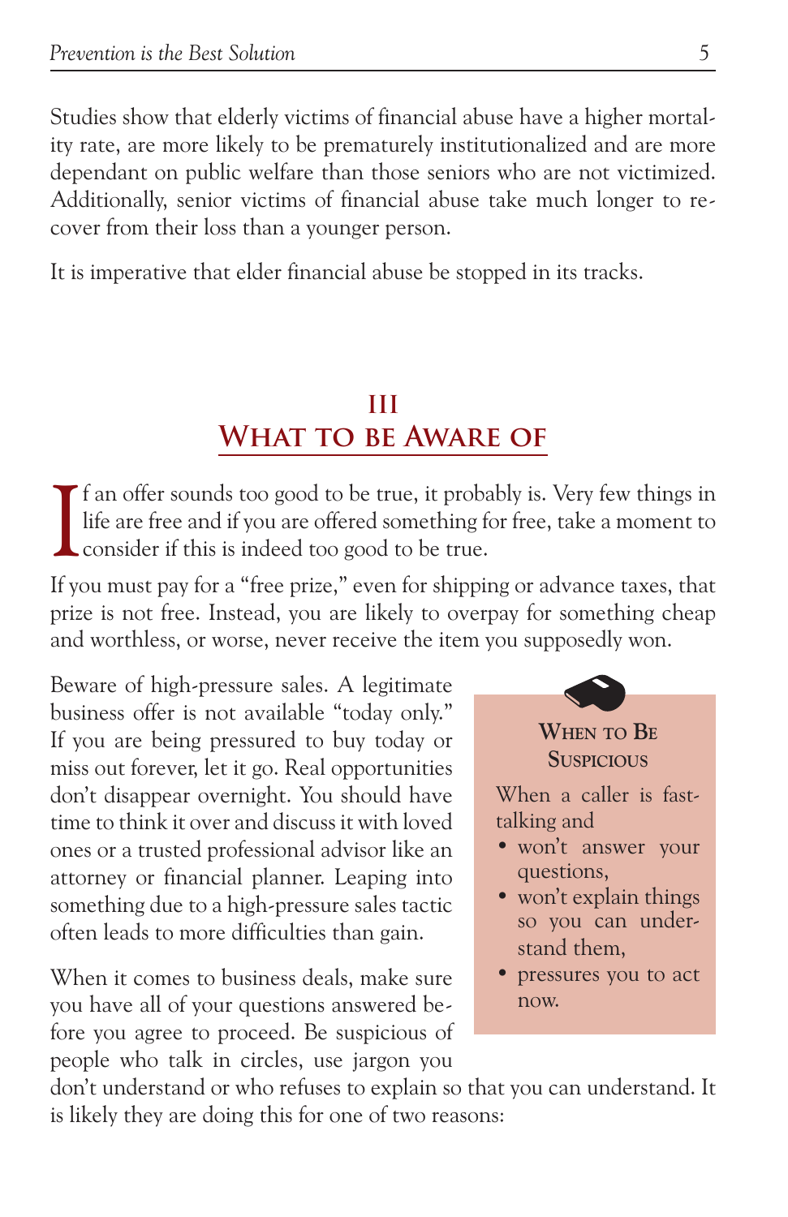Studies show that elderly victims of financial abuse have a higher mortality rate, are more likely to be prematurely institutionalized and are more dependant on public welfare than those seniors who are not victimized. Additionally, senior victims of financial abuse take much longer to recover from their loss than a younger person.

It is imperative that elder financial abuse be stopped in its tracks.

## III
## What to be Aware of

If an offer sounds too good to be true, it probably is. Very few things in life are free and if you are offered something for free, take a moment to consider if this is indeed too good to be true.

If you must pay for a "free prize," even for shipping or advance taxes, that prize is not free. Instead, you are likely to overpay for something cheap and worthless, or worse, never receive the item you supposedly won.

Beware of high-pressure sales. A legitimate business offer is not available "today only." If you are being pressured to buy today or miss out forever, let it go. Real opportunities don't disappear overnight. You should have time to think it over and discuss it with loved ones or a trusted professional advisor like an attorney or financial planner. Leaping into something due to a high-pressure sales tactic often leads to more difficulties than gain.

> **When to Be Suspicious**
>
> When a caller is fast-talking and
>
> - won't answer your questions,
> - won't explain things so you can understand them,
> - pressures you to act now.

When it comes to business deals, make sure you have all of your questions answered before you agree to proceed. Be suspicious of people who talk in circles, use jargon you don't understand or who refuses to explain so that you can understand. It is likely they are doing this for one of two reasons: